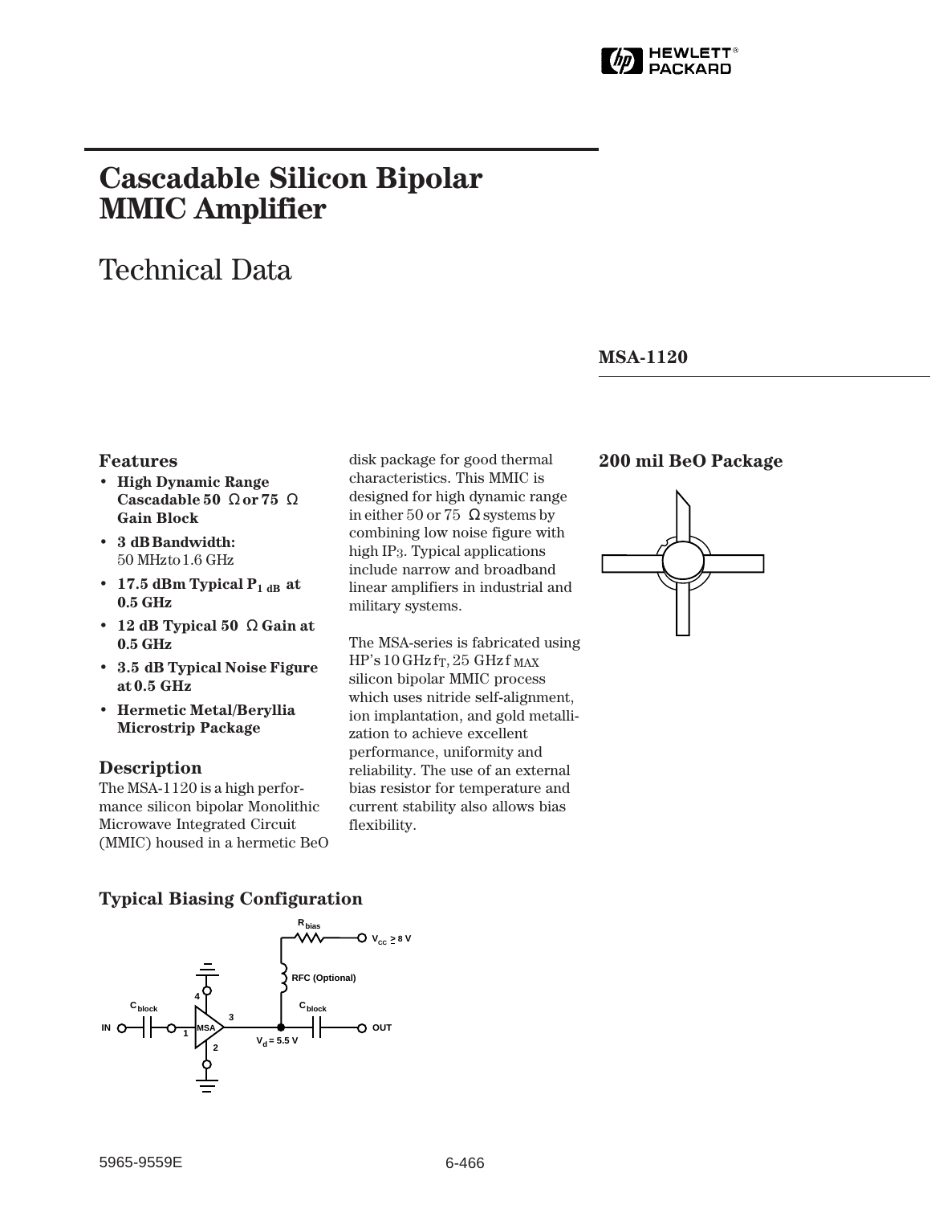# Cascadable Silicon Bipolar MMIC Amplifier

## Technical Data

**MSA-1120**

### Features

- **High Dynamic Range Cascadable 50 Ω or 75 Ω Gain Block**
- **3 dB Bandwidth:** 50 MHz to 1.6 GHz
- **17.5 dBm Typical $P_{1\ dB}$ at 0.5 GHz**
- **12 dB Typical 50 Ω Gain at 0.5 GHz**
- **3.5 dB Typical Noise Figure at 0.5 GHz**
- **Hermetic Metal/Beryllia Microstrip Package**

### Description

The MSA-1120 is a high performance silicon bipolar Monolithic Microwave Integrated Circuit (MMIC) housed in a hermetic BeO disk package for good thermal characteristics. This MMIC is designed for high dynamic range in either 50 or 75 Ω systems by combining low noise figure with high $IP_3$. Typical applications include narrow and broadband linear amplifiers in industrial and military systems.

The MSA-series is fabricated using HP's 10 GHz $f_T$, 25 GHz $f_{MAX}$ silicon bipolar MMIC process which uses nitride self-alignment, ion implantation, and gold metallization to achieve excellent performance, uniformity and reliability. The use of an external bias resistor for temperature and current stability also allows bias flexibility.

### 200 mil BeO Package

### Typical Biasing Configuration

$R_{bias}$ — $V_{CC} \geq 8$ V

RFC (Optional)

$C_{block}$ — IN — 1 — MSA — 3 — $V_d = 5.5$ V — $C_{block}$ — OUT

Pins 2 and 4 to ground

5965-9559E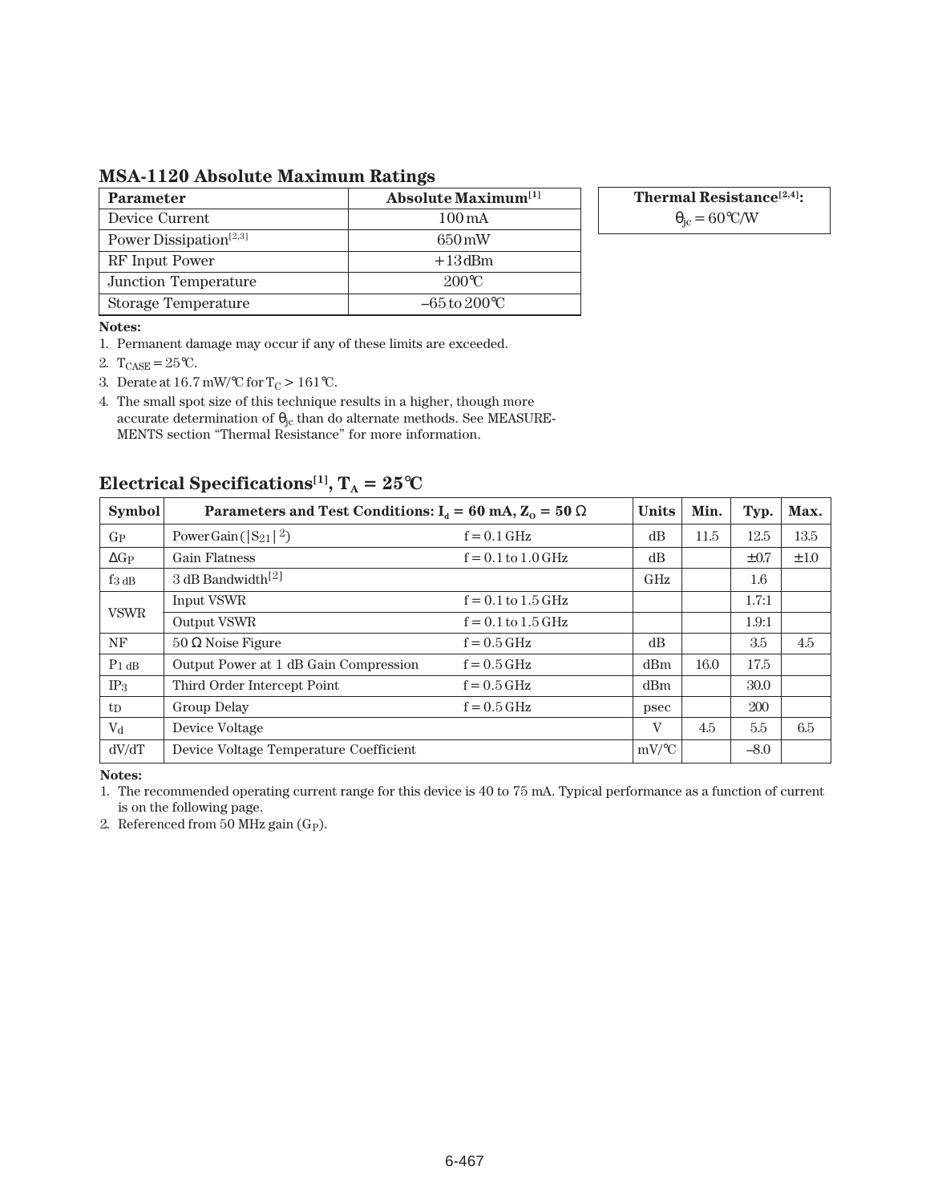## MSA-1120 Absolute Maximum Ratings

| Parameter | Absolute Maximum[1] |
|---|---|
| Device Current | 100 mA |
| Power Dissipation[2,3] | 650 mW |
| RF Input Power | +13 dBm |
| Junction Temperature | 200°C |
| Storage Temperature | –65 to 200°C |

| Thermal Resistance[2,4]: |
|---|
| $\theta_{jc}$ = 60°C/W |

**Notes:**

1. Permanent damage may occur if any of these limits are exceeded.
2. $T_{CASE}$ = 25°C.
3. Derate at 16.7 mW/°C for $T_C$ > 161°C.
4. The small spot size of this technique results in a higher, though more accurate determination of $\theta_{jc}$ than do alternate methods. See MEASUREMENTS section "Thermal Resistance" for more information.

## Electrical Specifications[1], $T_A$ = 25°C

| Symbol | Parameters and Test Conditions: $I_d$ = 60 mA, $Z_O$ = 50 Ω | | Units | Min. | Typ. | Max. |
|---|---|---|---|---|---|---|
| $G_P$ | Power Gain ($\lvert S_{21} \rvert^2$) | f = 0.1 GHz | dB | 11.5 | 12.5 | 13.5 |
| $\Delta G_P$ | Gain Flatness | f = 0.1 to 1.0 GHz | dB | | ±0.7 | ±1.0 |
| $f_{3\ dB}$ | 3 dB Bandwidth[2] | | GHz | | 1.6 | |
| VSWR | Input VSWR | f = 0.1 to 1.5 GHz | | | 1.7:1 | |
| | Output VSWR | f = 0.1 to 1.5 GHz | | | 1.9:1 | |
| NF | 50 Ω Noise Figure | f = 0.5 GHz | dB | | 3.5 | 4.5 |
| $P_{1\ dB}$ | Output Power at 1 dB Gain Compression | f = 0.5 GHz | dBm | 16.0 | 17.5 | |
| $IP_3$ | Third Order Intercept Point | f = 0.5 GHz | dBm | | 30.0 | |
| $t_D$ | Group Delay | f = 0.5 GHz | psec | | 200 | |
| $V_d$ | Device Voltage | | V | 4.5 | 5.5 | 6.5 |
| dV/dT | Device Voltage Temperature Coefficient | | mV/°C | | –8.0 | |

**Notes:**

1. The recommended operating current range for this device is 40 to 75 mA. Typical performance as a function of current is on the following page.
2. Referenced from 50 MHz gain ($G_P$).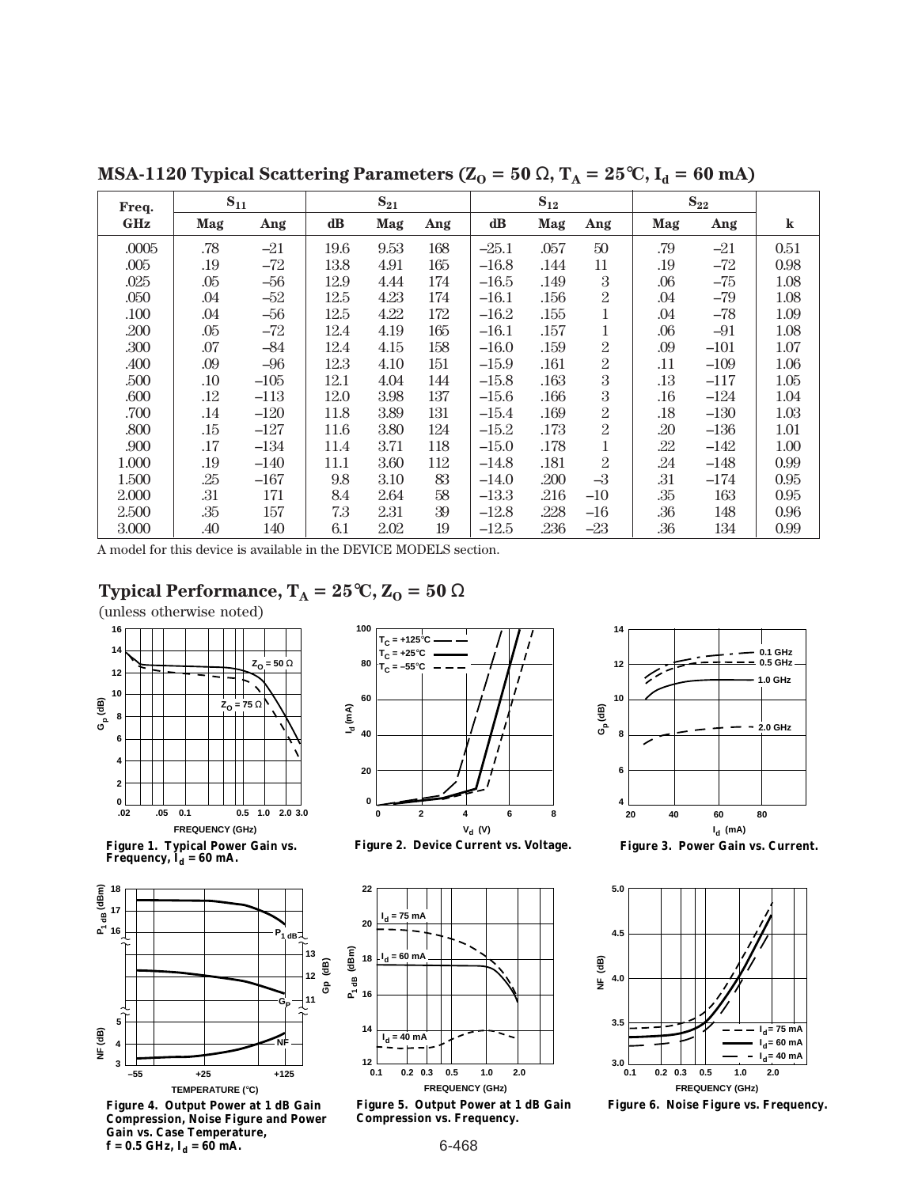## MSA-1120 Typical Scattering Parameters ($Z_O$ = 50 Ω, $T_A$ = 25°C, $I_d$ = 60 mA)

| Freq. | $S_{11}$ | | $S_{21}$ | | | $S_{12}$ | | | $S_{22}$ | | |
|---|---|---|---|---|---|---|---|---|---|---|---|
| GHz | Mag | Ang | dB | Mag | Ang | dB | Mag | Ang | Mag | Ang | k |
| .0005 | .78 | –21 | 19.6 | 9.53 | 168 | –25.1 | .057 | 50 | .79 | –21 | 0.51 |
| .005 | .19 | –72 | 13.8 | 4.91 | 165 | –16.8 | .144 | 11 | .19 | –72 | 0.98 |
| .025 | .05 | –56 | 12.9 | 4.44 | 174 | –16.5 | .149 | 3 | .06 | –75 | 1.08 |
| .050 | .04 | –52 | 12.5 | 4.23 | 174 | –16.1 | .156 | 2 | .04 | –79 | 1.08 |
| .100 | .04 | –56 | 12.5 | 4.22 | 172 | –16.2 | .155 | 1 | .04 | –78 | 1.09 |
| .200 | .05 | –72 | 12.4 | 4.19 | 165 | –16.1 | .157 | 1 | .06 | –91 | 1.08 |
| .300 | .07 | –84 | 12.4 | 4.15 | 158 | –16.0 | .159 | 2 | .09 | –101 | 1.07 |
| .400 | .09 | –96 | 12.3 | 4.10 | 151 | –15.9 | .161 | 2 | .11 | –109 | 1.06 |
| .500 | .10 | –105 | 12.1 | 4.04 | 144 | –15.8 | .163 | 3 | .13 | –117 | 1.05 |
| .600 | .12 | –113 | 12.0 | 3.98 | 137 | –15.6 | .166 | 3 | .16 | –124 | 1.04 |
| .700 | .14 | –120 | 11.8 | 3.89 | 131 | –15.4 | .169 | 2 | .18 | –130 | 1.03 |
| .800 | .15 | –127 | 11.6 | 3.80 | 124 | –15.2 | .173 | 2 | .20 | –136 | 1.01 |
| .900 | .17 | –134 | 11.4 | 3.71 | 118 | –15.0 | .178 | 1 | .22 | –142 | 1.00 |
| 1.000 | .19 | –140 | 11.1 | 3.60 | 112 | –14.8 | .181 | 2 | .24 | –148 | 0.99 |
| 1.500 | .25 | –167 | 9.8 | 3.10 | 83 | –14.0 | .200 | –3 | .31 | –174 | 0.95 |
| 2.000 | .31 | 171 | 8.4 | 2.64 | 58 | –13.3 | .216 | –10 | .35 | 163 | 0.95 |
| 2.500 | .35 | 157 | 7.3 | 2.31 | 39 | –12.8 | .228 | –16 | .36 | 148 | 0.96 |
| 3.000 | .40 | 140 | 6.1 | 2.02 | 19 | –12.5 | .236 | –23 | .36 | 134 | 0.99 |

A model for this device is available in the DEVICE MODELS section.

## Typical Performance, $T_A$ = 25°C, $Z_O$ = 50 Ω

(unless otherwise noted)

**Figure 1. Typical Power Gain vs. Frequency, $I_d$ = 60 mA.**

**Figure 2. Device Current vs. Voltage.**

**Figure 3. Power Gain vs. Current.**

**Figure 4. Output Power at 1 dB Gain Compression, Noise Figure and Power Gain vs. Case Temperature, f = 0.5 GHz, $I_d$ = 60 mA.**

**Figure 5. Output Power at 1 dB Gain Compression vs. Frequency.**

**Figure 6. Noise Figure vs. Frequency.**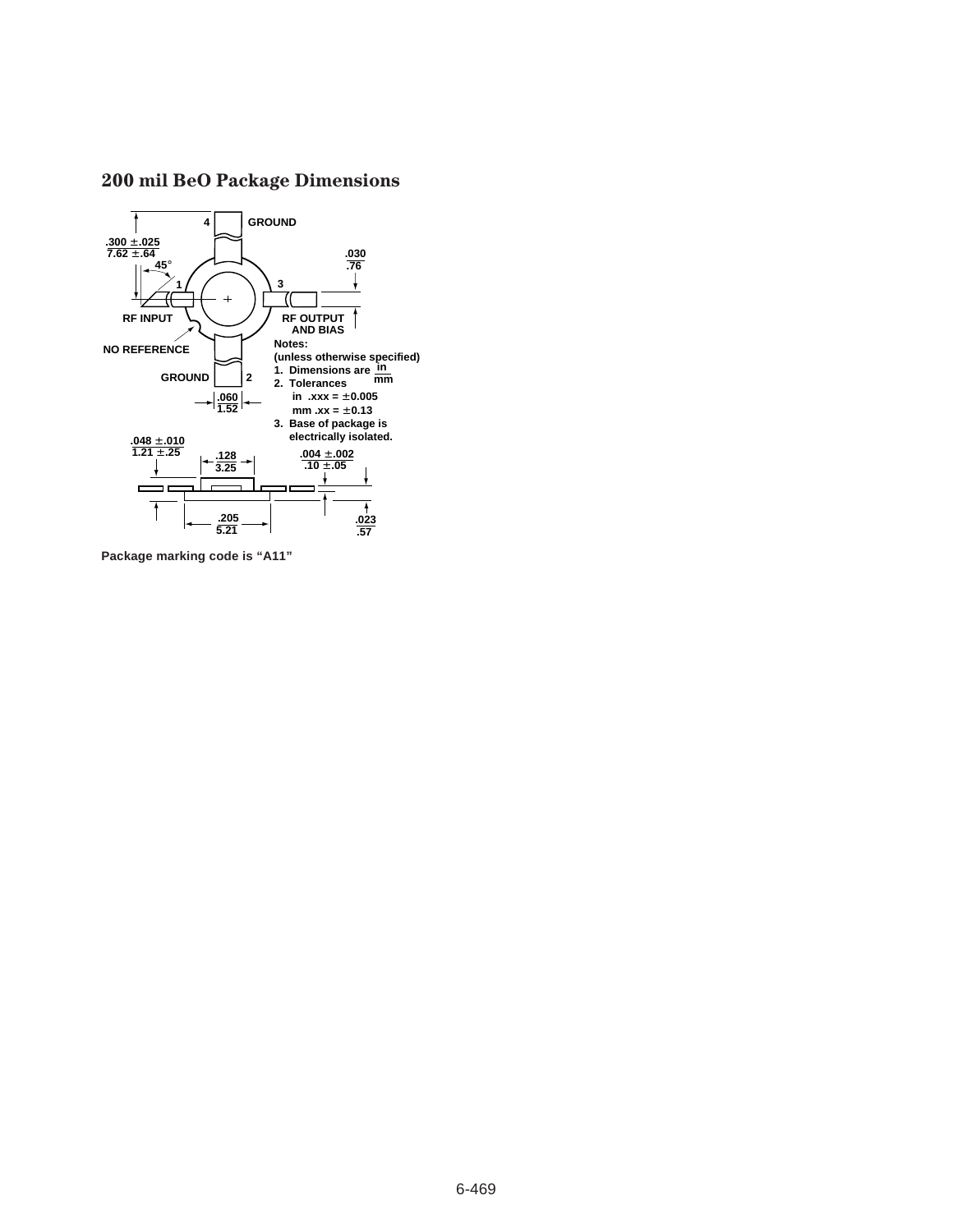## 200 mil BeO Package Dimensions

4 GROUND

.300 ± .025
7.62 ± .64

45°

1

3

.030
.76

RF INPUT

RF OUTPUT AND BIAS

NO REFERENCE

GROUND

2

.060
1.52

Notes:
(unless otherwise specified)
1. Dimensions are in/mm
2. Tolerances
   in .xxx = ± 0.005
   mm .xx = ± 0.13
3. Base of package is electrically isolated.

.048 ± .010
1.21 ± .25

.128
3.25

.004 ± .002
.10 ± .05

.205
5.21

.023
.57

Package marking code is "A11"